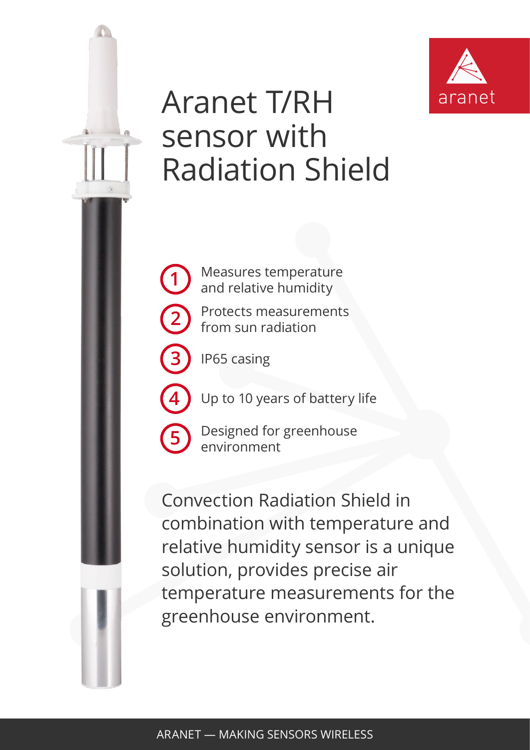# Aranet T/RH sensor with Radiation Shield

1. Measures temperature and relative humidity
2. Protects measurements from sun radiation
3. IP65 casing
4. Up to 10 years of battery life
5. Designed for greenhouse environment

Convection Radiation Shield in combination with temperature and relative humidity sensor is a unique solution, provides precise air temperature measurements for the greenhouse environment.

ARANET — MAKING SENSORS WIRELESS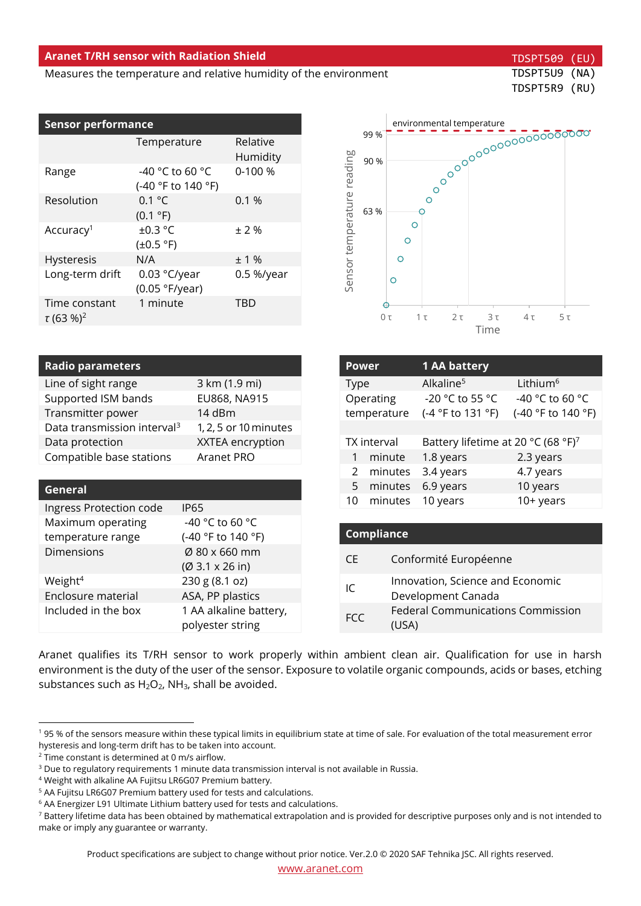## Aranet T/RH sensor with Radiation Shield

TDSPT509 (EU)
TDSPT5U9 (NA)
TDSPT5R9 (RU)

Measures the temperature and relative humidity of the environment

| Sensor performance | Temperature | Relative Humidity |
|---|---|---|
| Range | -40 °C to 60 °C (-40 °F to 140 °F) | 0-100 % |
| Resolution | 0.1 °C (0.1 °F) | 0.1 % |
| Accuracy[1] | ±0.3 °C (±0.5 °F) | ± 2 % |
| Hysteresis | N/A | ± 1 % |
| Long-term drift | 0.03 °C/year (0.05 °F/year) | 0.5 %/year |
| Time constant $\tau$ (63 %)[2] | 1 minute | TBD |

environmental temperature
99 %
90 %
63 %
Sensor temperature reading
0 τ
1 τ
2 τ
3 τ
4 τ
5 τ
Time

| Radio parameters | |
|---|---|
| Line of sight range | 3 km (1.9 mi) |
| Supported ISM bands | EU868, NA915 |
| Transmitter power | 14 dBm |
| Data transmission interval[3] | 1, 2, 5 or 10 minutes |
| Data protection | XXTEA encryption |
| Compatible base stations | Aranet PRO |

| Power | 1 AA battery | |
|---|---|---|
| Type | Alkaline[5] | Lithium[6] |
| Operating temperature | -20 °C to 55 °C (-4 °F to 131 °F) | -40 °C to 60 °C (-40 °F to 140 °F) |
| TX interval | Battery lifetime at 20 °C (68 °F)[7] | |
| 1 minute | 1.8 years | 2.3 years |
| 2 minutes | 3.4 years | 4.7 years |
| 5 minutes | 6.9 years | 10 years |
| 10 minutes | 10 years | 10+ years |

| General | |
|---|---|
| Ingress Protection code | IP65 |
| Maximum operating temperature range | -40 °C to 60 °C (-40 °F to 140 °F) |
| Dimensions | Ø 80 x 660 mm (Ø 3.1 x 26 in) |
| Weight[4] | 230 g (8.1 oz) |
| Enclosure material | ASA, PP plastics |
| Included in the box | 1 AA alkaline battery, polyester string |

| Compliance | |
|---|---|
| CE | Conformité Européenne |
| IC | Innovation, Science and Economic Development Canada |
| FCC | Federal Communications Commission (USA) |

Aranet qualifies its T/RH sensor to work properly within ambient clean air. Qualification for use in harsh environment is the duty of the user of the sensor. Exposure to volatile organic compounds, acids or bases, etching substances such as $H_2O_2$, $NH_3$, shall be avoided.

---

[1] 95 % of the sensors measure within these typical limits in equilibrium state at time of sale. For evaluation of the total measurement error hysteresis and long-term drift has to be taken into account.
[2] Time constant is determined at 0 m/s airflow.
[3] Due to regulatory requirements 1 minute data transmission interval is not available in Russia.
[4] Weight with alkaline AA Fujitsu LR6G07 Premium battery.
[5] AA Fujitsu LR6G07 Premium battery used for tests and calculations.
[6] AA Energizer L91 Ultimate Lithium battery used for tests and calculations.
[7] Battery lifetime data has been obtained by mathematical extrapolation and is provided for descriptive purposes only and is not intended to make or imply any guarantee or warranty.

Product specifications are subject to change without prior notice. Ver.2.0 © 2020 SAF Tehnika JSC. All rights reserved.
www.aranet.com